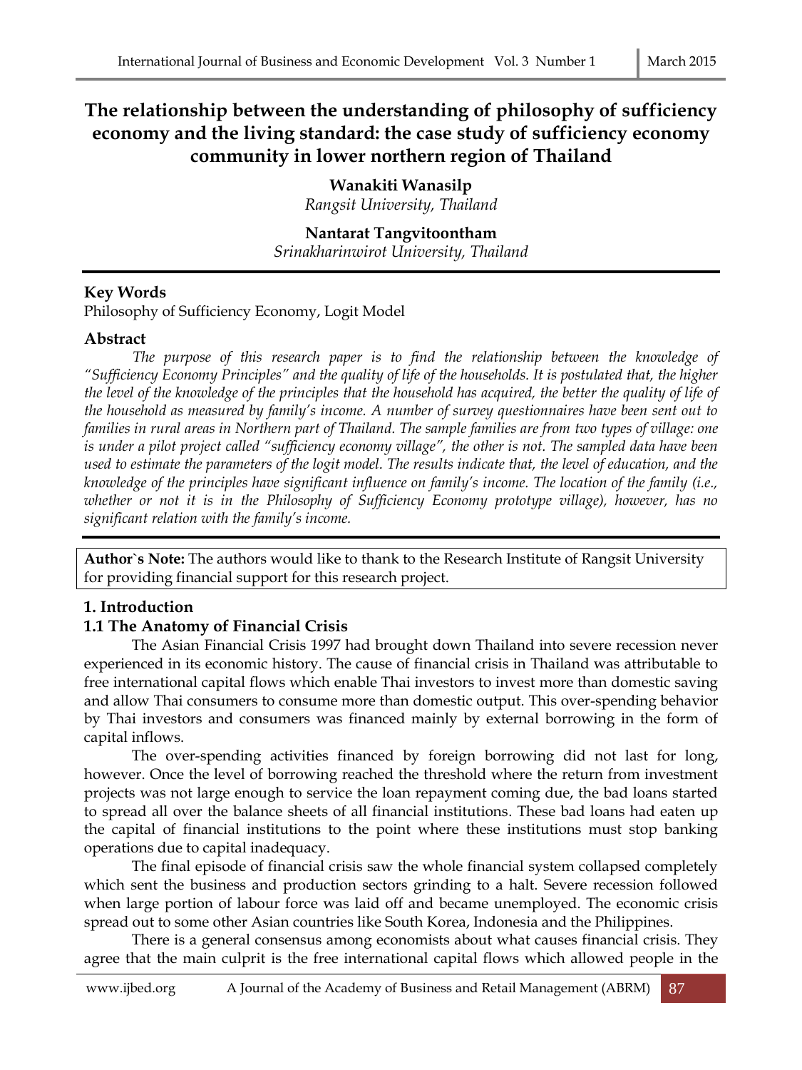# The relationship between the understanding of philosophy of sufficiency economy and the living standard: the case study of sufficiency economy community in lower northern region of Thailand

**Wanakiti Wanasilp**
*Rangsit University, Thailand*

**Nantarat Tangvitoontham**
*Srinakharinwirot University, Thailand*

## Key Words

Philosophy of Sufficiency Economy, Logit Model

## Abstract

*The purpose of this research paper is to find the relationship between the knowledge of "Sufficiency Economy Principles" and the quality of life of the households. It is postulated that, the higher the level of the knowledge of the principles that the household has acquired, the better the quality of life of the household as measured by family's income. A number of survey questionnaires have been sent out to families in rural areas in Northern part of Thailand. The sample families are from two types of village: one is under a pilot project called "sufficiency economy village", the other is not. The sampled data have been used to estimate the parameters of the logit model. The results indicate that, the level of education, and the knowledge of the principles have significant influence on family's income. The location of the family (i.e., whether or not it is in the Philosophy of Sufficiency Economy prototype village), however, has no significant relation with the family's income.*

**Author`s Note:** The authors would like to thank to the Research Institute of Rangsit University for providing financial support for this research project.

## 1. Introduction

### 1.1 The Anatomy of Financial Crisis

The Asian Financial Crisis 1997 had brought down Thailand into severe recession never experienced in its economic history. The cause of financial crisis in Thailand was attributable to free international capital flows which enable Thai investors to invest more than domestic saving and allow Thai consumers to consume more than domestic output. This over-spending behavior by Thai investors and consumers was financed mainly by external borrowing in the form of capital inflows.

The over-spending activities financed by foreign borrowing did not last for long, however. Once the level of borrowing reached the threshold where the return from investment projects was not large enough to service the loan repayment coming due, the bad loans started to spread all over the balance sheets of all financial institutions. These bad loans had eaten up the capital of financial institutions to the point where these institutions must stop banking operations due to capital inadequacy.

The final episode of financial crisis saw the whole financial system collapsed completely which sent the business and production sectors grinding to a halt. Severe recession followed when large portion of labour force was laid off and became unemployed. The economic crisis spread out to some other Asian countries like South Korea, Indonesia and the Philippines.

There is a general consensus among economists about what causes financial crisis. They agree that the main culprit is the free international capital flows which allowed people in the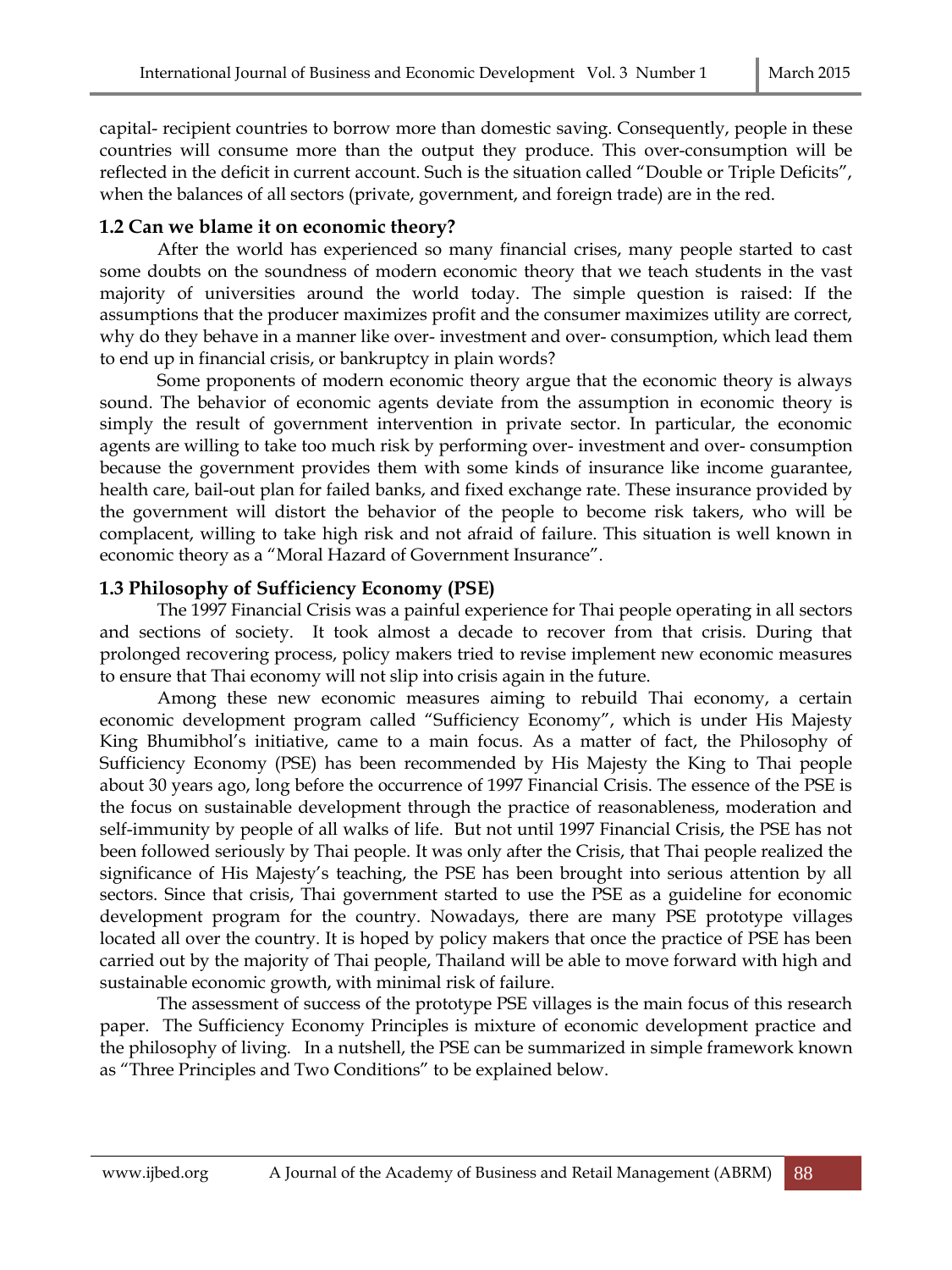capital- recipient countries to borrow more than domestic saving. Consequently, people in these countries will consume more than the output they produce. This over-consumption will be reflected in the deficit in current account. Such is the situation called "Double or Triple Deficits", when the balances of all sectors (private, government, and foreign trade) are in the red.

### 1.2 Can we blame it on economic theory?

After the world has experienced so many financial crises, many people started to cast some doubts on the soundness of modern economic theory that we teach students in the vast majority of universities around the world today. The simple question is raised: If the assumptions that the producer maximizes profit and the consumer maximizes utility are correct, why do they behave in a manner like over- investment and over- consumption, which lead them to end up in financial crisis, or bankruptcy in plain words?

Some proponents of modern economic theory argue that the economic theory is always sound. The behavior of economic agents deviate from the assumption in economic theory is simply the result of government intervention in private sector. In particular, the economic agents are willing to take too much risk by performing over- investment and over- consumption because the government provides them with some kinds of insurance like income guarantee, health care, bail-out plan for failed banks, and fixed exchange rate. These insurance provided by the government will distort the behavior of the people to become risk takers, who will be complacent, willing to take high risk and not afraid of failure. This situation is well known in economic theory as a "Moral Hazard of Government Insurance".

### 1.3 Philosophy of Sufficiency Economy (PSE)

The 1997 Financial Crisis was a painful experience for Thai people operating in all sectors and sections of society. It took almost a decade to recover from that crisis. During that prolonged recovering process, policy makers tried to revise implement new economic measures to ensure that Thai economy will not slip into crisis again in the future.

Among these new economic measures aiming to rebuild Thai economy, a certain economic development program called "Sufficiency Economy", which is under His Majesty King Bhumibhol's initiative, came to a main focus. As a matter of fact, the Philosophy of Sufficiency Economy (PSE) has been recommended by His Majesty the King to Thai people about 30 years ago, long before the occurrence of 1997 Financial Crisis. The essence of the PSE is the focus on sustainable development through the practice of reasonableness, moderation and self-immunity by people of all walks of life. But not until 1997 Financial Crisis, the PSE has not been followed seriously by Thai people. It was only after the Crisis, that Thai people realized the significance of His Majesty's teaching, the PSE has been brought into serious attention by all sectors. Since that crisis, Thai government started to use the PSE as a guideline for economic development program for the country. Nowadays, there are many PSE prototype villages located all over the country. It is hoped by policy makers that once the practice of PSE has been carried out by the majority of Thai people, Thailand will be able to move forward with high and sustainable economic growth, with minimal risk of failure.

The assessment of success of the prototype PSE villages is the main focus of this research paper. The Sufficiency Economy Principles is mixture of economic development practice and the philosophy of living. In a nutshell, the PSE can be summarized in simple framework known as "Three Principles and Two Conditions" to be explained below.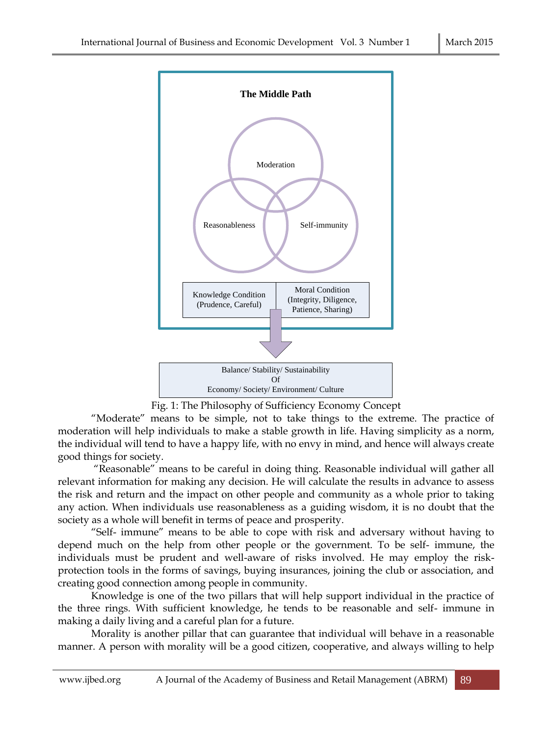**The Middle Path**

Moderation

Reasonableness

Self-immunity

| Knowledge Condition (Prudence, Careful) | Moral Condition (Integrity, Diligence, Patience, Sharing) |
|---|---|

Balance/ Stability/ Sustainability
Of
Economy/ Society/ Environment/ Culture

Fig. 1: The Philosophy of Sufficiency Economy Concept

"Moderate" means to be simple, not to take things to the extreme. The practice of moderation will help individuals to make a stable growth in life. Having simplicity as a norm, the individual will tend to have a happy life, with no envy in mind, and hence will always create good things for society.

"Reasonable" means to be careful in doing thing. Reasonable individual will gather all relevant information for making any decision. He will calculate the results in advance to assess the risk and return and the impact on other people and community as a whole prior to taking any action. When individuals use reasonableness as a guiding wisdom, it is no doubt that the society as a whole will benefit in terms of peace and prosperity.

"Self- immune" means to be able to cope with risk and adversary without having to depend much on the help from other people or the government. To be self- immune, the individuals must be prudent and well-aware of risks involved. He may employ the risk-protection tools in the forms of savings, buying insurances, joining the club or association, and creating good connection among people in community.

Knowledge is one of the two pillars that will help support individual in the practice of the three rings. With sufficient knowledge, he tends to be reasonable and self- immune in making a daily living and a careful plan for a future.

Morality is another pillar that can guarantee that individual will behave in a reasonable manner. A person with morality will be a good citizen, cooperative, and always willing to help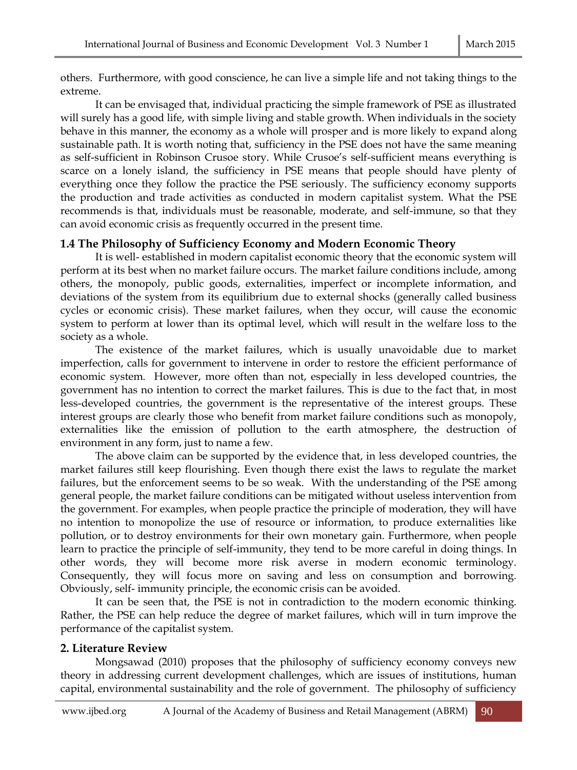others. Furthermore, with good conscience, he can live a simple life and not taking things to the extreme.

It can be envisaged that, individual practicing the simple framework of PSE as illustrated will surely has a good life, with simple living and stable growth. When individuals in the society behave in this manner, the economy as a whole will prosper and is more likely to expand along sustainable path. It is worth noting that, sufficiency in the PSE does not have the same meaning as self-sufficient in Robinson Crusoe story. While Crusoe's self-sufficient means everything is scarce on a lonely island, the sufficiency in PSE means that people should have plenty of everything once they follow the practice the PSE seriously. The sufficiency economy supports the production and trade activities as conducted in modern capitalist system. What the PSE recommends is that, individuals must be reasonable, moderate, and self-immune, so that they can avoid economic crisis as frequently occurred in the present time.

### 1.4 The Philosophy of Sufficiency Economy and Modern Economic Theory

It is well- established in modern capitalist economic theory that the economic system will perform at its best when no market failure occurs. The market failure conditions include, among others, the monopoly, public goods, externalities, imperfect or incomplete information, and deviations of the system from its equilibrium due to external shocks (generally called business cycles or economic crisis). These market failures, when they occur, will cause the economic system to perform at lower than its optimal level, which will result in the welfare loss to the society as a whole.

The existence of the market failures, which is usually unavoidable due to market imperfection, calls for government to intervene in order to restore the efficient performance of economic system. However, more often than not, especially in less developed countries, the government has no intention to correct the market failures. This is due to the fact that, in most less-developed countries, the government is the representative of the interest groups. These interest groups are clearly those who benefit from market failure conditions such as monopoly, externalities like the emission of pollution to the earth atmosphere, the destruction of environment in any form, just to name a few.

The above claim can be supported by the evidence that, in less developed countries, the market failures still keep flourishing. Even though there exist the laws to regulate the market failures, but the enforcement seems to be so weak. With the understanding of the PSE among general people, the market failure conditions can be mitigated without useless intervention from the government. For examples, when people practice the principle of moderation, they will have no intention to monopolize the use of resource or information, to produce externalities like pollution, or to destroy environments for their own monetary gain. Furthermore, when people learn to practice the principle of self-immunity, they tend to be more careful in doing things. In other words, they will become more risk averse in modern economic terminology. Consequently, they will focus more on saving and less on consumption and borrowing. Obviously, self- immunity principle, the economic crisis can be avoided.

It can be seen that, the PSE is not in contradiction to the modern economic thinking. Rather, the PSE can help reduce the degree of market failures, which will in turn improve the performance of the capitalist system.

## 2. Literature Review

Mongsawad (2010) proposes that the philosophy of sufficiency economy conveys new theory in addressing current development challenges, which are issues of institutions, human capital, environmental sustainability and the role of government. The philosophy of sufficiency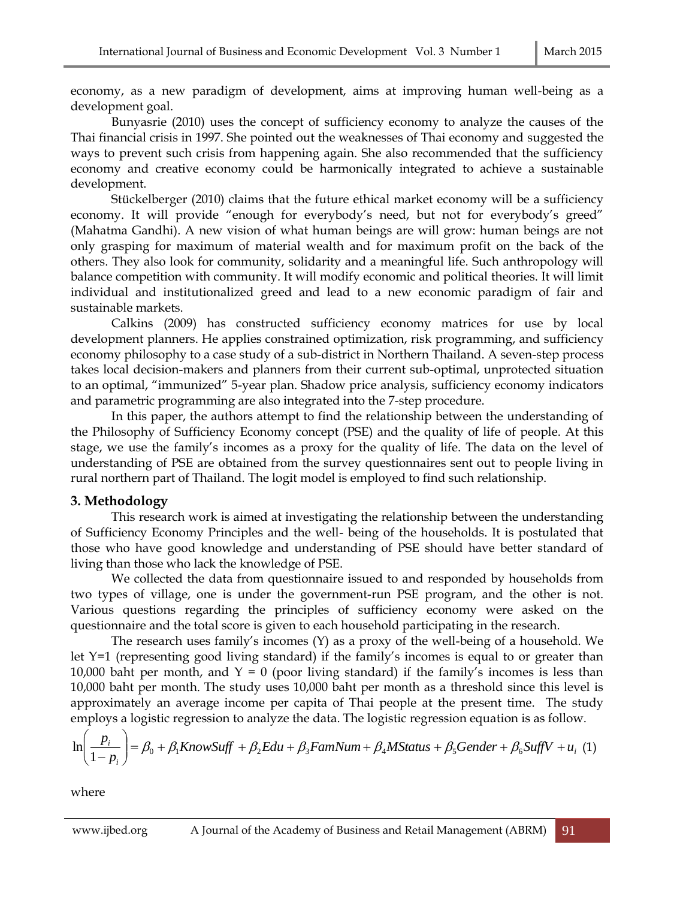economy, as a new paradigm of development, aims at improving human well-being as a development goal.

Bunyasrie (2010) uses the concept of sufficiency economy to analyze the causes of the Thai financial crisis in 1997. She pointed out the weaknesses of Thai economy and suggested the ways to prevent such crisis from happening again. She also recommended that the sufficiency economy and creative economy could be harmonically integrated to achieve a sustainable development.

Stückelberger (2010) claims that the future ethical market economy will be a sufficiency economy. It will provide "enough for everybody's need, but not for everybody's greed" (Mahatma Gandhi). A new vision of what human beings are will grow: human beings are not only grasping for maximum of material wealth and for maximum profit on the back of the others. They also look for community, solidarity and a meaningful life. Such anthropology will balance competition with community. It will modify economic and political theories. It will limit individual and institutionalized greed and lead to a new economic paradigm of fair and sustainable markets.

Calkins (2009) has constructed sufficiency economy matrices for use by local development planners. He applies constrained optimization, risk programming, and sufficiency economy philosophy to a case study of a sub-district in Northern Thailand. A seven-step process takes local decision-makers and planners from their current sub-optimal, unprotected situation to an optimal, "immunized" 5-year plan. Shadow price analysis, sufficiency economy indicators and parametric programming are also integrated into the 7-step procedure.

In this paper, the authors attempt to find the relationship between the understanding of the Philosophy of Sufficiency Economy concept (PSE) and the quality of life of people. At this stage, we use the family's incomes as a proxy for the quality of life. The data on the level of understanding of PSE are obtained from the survey questionnaires sent out to people living in rural northern part of Thailand. The logit model is employed to find such relationship.

## 3. Methodology

This research work is aimed at investigating the relationship between the understanding of Sufficiency Economy Principles and the well- being of the households. It is postulated that those who have good knowledge and understanding of PSE should have better standard of living than those who lack the knowledge of PSE.

We collected the data from questionnaire issued to and responded by households from two types of village, one is under the government-run PSE program, and the other is not. Various questions regarding the principles of sufficiency economy were asked on the questionnaire and the total score is given to each household participating in the research.

The research uses family's incomes (Y) as a proxy of the well-being of a household. We let Y=1 (representing good living standard) if the family's incomes is equal to or greater than 10,000 baht per month, and Y = 0 (poor living standard) if the family's incomes is less than 10,000 baht per month. The study uses 10,000 baht per month as a threshold since this level is approximately an average income per capita of Thai people at the present time. The study employs a logistic regression to analyze the data. The logistic regression equation is as follow.

$$\ln\left(\frac{p_i}{1-p_i}\right) = \beta_0 + \beta_1 KnowSuff + \beta_2 Edu + \beta_3 FamNum + \beta_4 MStatus + \beta_5 Gender + \beta_6 SuffV + u_i \quad (1)$$

where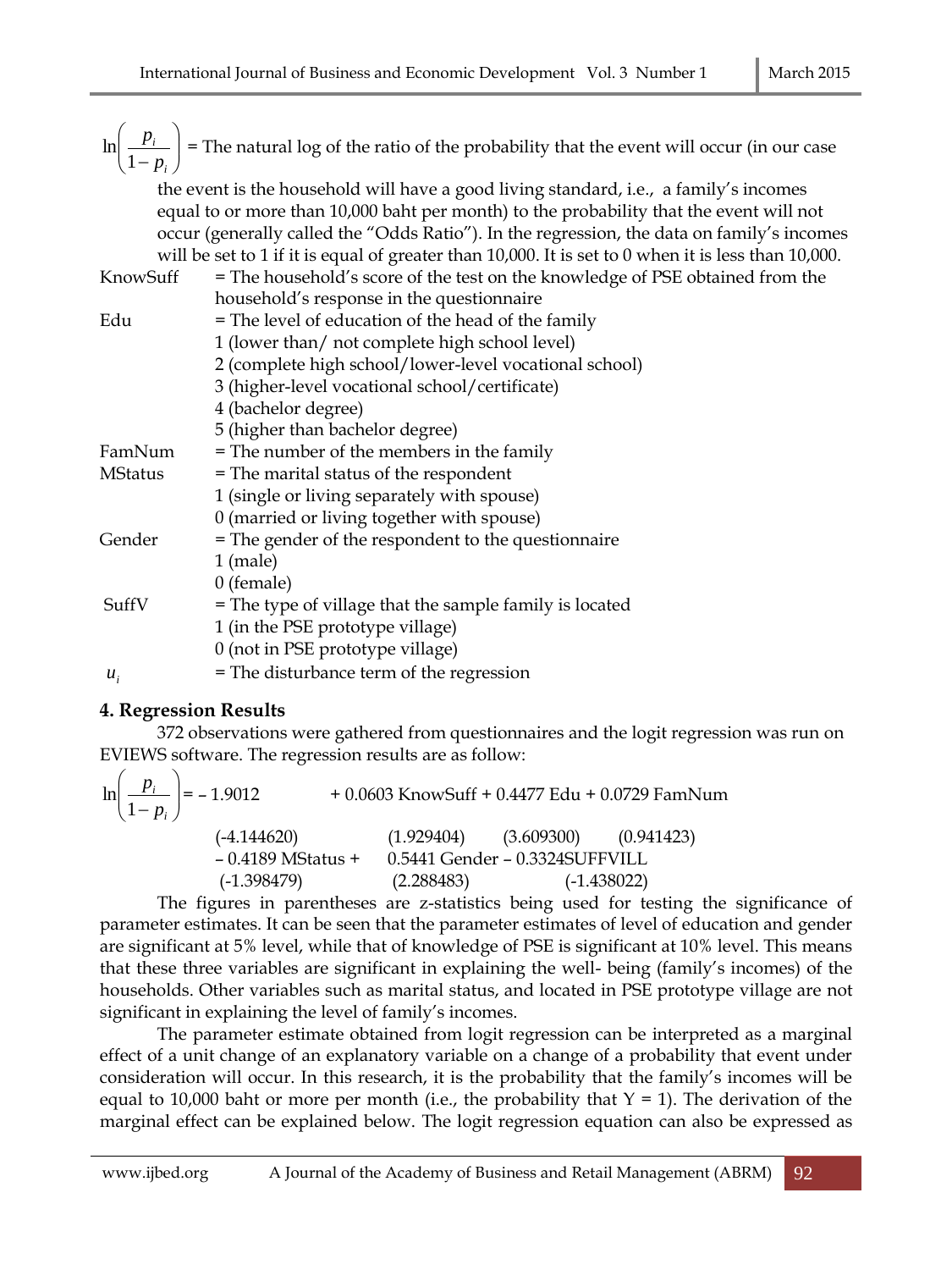$\ln\left(\frac{p_i}{1-p_i}\right)$ = The natural log of the ratio of the probability that the event will occur (in our case the event is the household will have a good living standard, i.e., a family's incomes equal to or more than 10,000 baht per month) to the probability that the event will not occur (generally called the "Odds Ratio"). In the regression, the data on family's incomes will be set to 1 if it is equal of greater than 10,000. It is set to 0 when it is less than 10,000.

KnowSuff = The household's score of the test on the knowledge of PSE obtained from the household's response in the questionnaire

Edu = The level of education of the head of the family
1 (lower than/ not complete high school level)
2 (complete high school/lower-level vocational school)
3 (higher-level vocational school/certificate)
4 (bachelor degree)
5 (higher than bachelor degree)

FamNum = The number of the members in the family

MStatus = The marital status of the respondent
1 (single or living separately with spouse)
0 (married or living together with spouse)

Gender = The gender of the respondent to the questionnaire
1 (male)
0 (female)

SuffV = The type of village that the sample family is located
1 (in the PSE prototype village)
0 (not in PSE prototype village)

$u_i$ = The disturbance term of the regression

### 4. Regression Results

372 observations were gathered from questionnaires and the logit regression was run on EVIEWS software. The regression results are as follow:

$$\ln\left(\frac{p_i}{1-p_i}\right) = -1.9012 + 0.0603\,\text{KnowSuff} + 0.4477\,\text{Edu} + 0.0729\,\text{FamNum}$$
$$(-4.144620) \qquad (1.929404) \qquad (3.609300) \qquad (0.941423)$$
$$-\,0.4189\,\text{MStatus} + 0.5441\,\text{Gender} - 0.3324\text{SUFFVILL}$$
$$(-1.398479) \qquad (2.288483) \qquad (-1.438022)$$

The figures in parentheses are z-statistics being used for testing the significance of parameter estimates. It can be seen that the parameter estimates of level of education and gender are significant at 5% level, while that of knowledge of PSE is significant at 10% level. This means that these three variables are significant in explaining the well- being (family's incomes) of the households. Other variables such as marital status, and located in PSE prototype village are not significant in explaining the level of family's incomes.

The parameter estimate obtained from logit regression can be interpreted as a marginal effect of a unit change of an explanatory variable on a change of a probability that event under consideration will occur. In this research, it is the probability that the family's incomes will be equal to 10,000 baht or more per month (i.e., the probability that Y = 1). The derivation of the marginal effect can be explained below. The logit regression equation can also be expressed as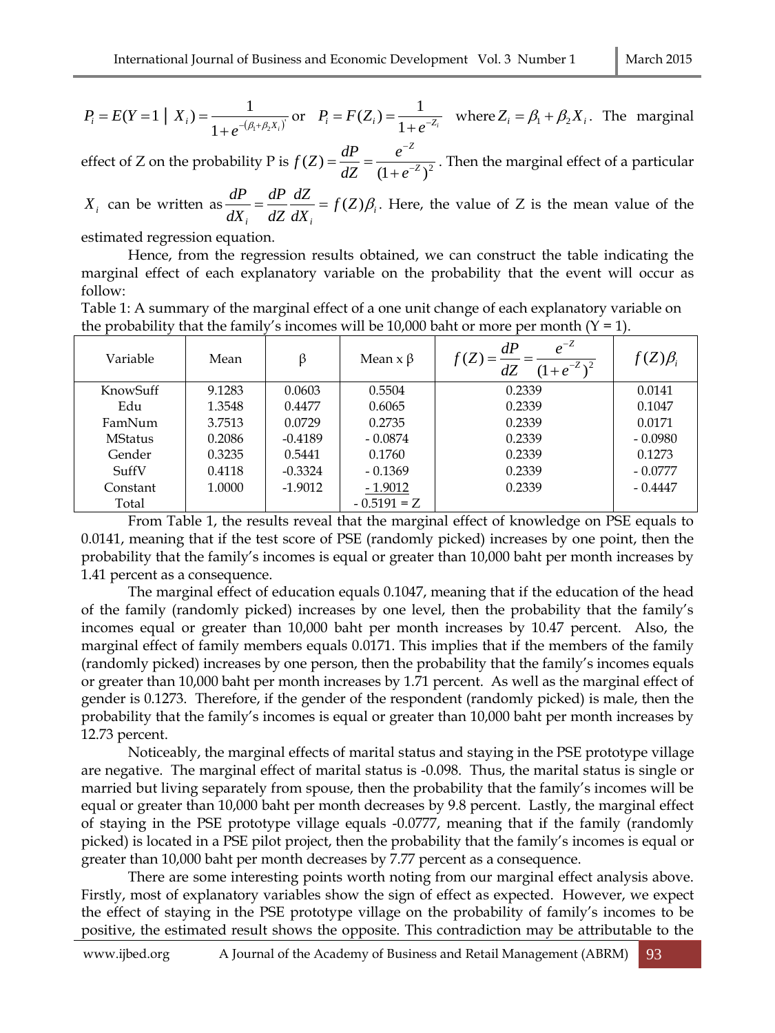$P_i = E(Y = 1 \mid X_i) = \frac{1}{1 + e^{-(\beta_1 + \beta_2 X_i)}}$ or $P_i = F(Z_i) = \frac{1}{1 + e^{-Z_i}}$ where $Z_i = \beta_1 + \beta_2 X_i$. The marginal effect of Z on the probability P is $f(Z) = \frac{dP}{dZ} = \frac{e^{-Z}}{(1 + e^{-Z})^2}$. Then the marginal effect of a particular $X_i$ can be written as $\frac{dP}{dX_i} = \frac{dP}{dZ}\frac{dZ}{dX_i} = f(Z)\beta_i$. Here, the value of Z is the mean value of the estimated regression equation.

Hence, from the regression results obtained, we can construct the table indicating the marginal effect of each explanatory variable on the probability that the event will occur as follow:

Table 1: A summary of the marginal effect of a one unit change of each explanatory variable on the probability that the family's incomes will be 10,000 baht or more per month (Y = 1).

| Variable | Mean | β | Mean x β | $f(Z) = \frac{dP}{dZ} = \frac{e^{-Z}}{(1+e^{-Z})^2}$ | $f(Z)\beta_i$ |
|---|---|---|---|---|---|
| KnowSuff | 9.1283 | 0.0603 | 0.5504 | 0.2339 | 0.0141 |
| Edu | 1.3548 | 0.4477 | 0.6065 | 0.2339 | 0.1047 |
| FamNum | 3.7513 | 0.0729 | 0.2735 | 0.2339 | 0.0171 |
| MStatus | 0.2086 | -0.4189 | - 0.0874 | 0.2339 | - 0.0980 |
| Gender | 0.3235 | 0.5441 | 0.1760 | 0.2339 | 0.1273 |
| SuffV | 0.4118 | -0.3324 | - 0.1369 | 0.2339 | - 0.0777 |
| Constant | 1.0000 | -1.9012 | - 1.9012 | 0.2339 | - 0.4447 |
| Total | | | - 0.5191 = Z | | |

From Table 1, the results reveal that the marginal effect of knowledge on PSE equals to 0.0141, meaning that if the test score of PSE (randomly picked) increases by one point, then the probability that the family's incomes is equal or greater than 10,000 baht per month increases by 1.41 percent as a consequence.

The marginal effect of education equals 0.1047, meaning that if the education of the head of the family (randomly picked) increases by one level, then the probability that the family's incomes equal or greater than 10,000 baht per month increases by 10.47 percent. Also, the marginal effect of family members equals 0.0171. This implies that if the members of the family (randomly picked) increases by one person, then the probability that the family's incomes equals or greater than 10,000 baht per month increases by 1.71 percent. As well as the marginal effect of gender is 0.1273. Therefore, if the gender of the respondent (randomly picked) is male, then the probability that the family's incomes is equal or greater than 10,000 baht per month increases by 12.73 percent.

Noticeably, the marginal effects of marital status and staying in the PSE prototype village are negative. The marginal effect of marital status is -0.098. Thus, the marital status is single or married but living separately from spouse, then the probability that the family's incomes will be equal or greater than 10,000 baht per month decreases by 9.8 percent. Lastly, the marginal effect of staying in the PSE prototype village equals -0.0777, meaning that if the family (randomly picked) is located in a PSE pilot project, then the probability that the family's incomes is equal or greater than 10,000 baht per month decreases by 7.77 percent as a consequence.

There are some interesting points worth noting from our marginal effect analysis above. Firstly, most of explanatory variables show the sign of effect as expected. However, we expect the effect of staying in the PSE prototype village on the probability of family's incomes to be positive, the estimated result shows the opposite. This contradiction may be attributable to the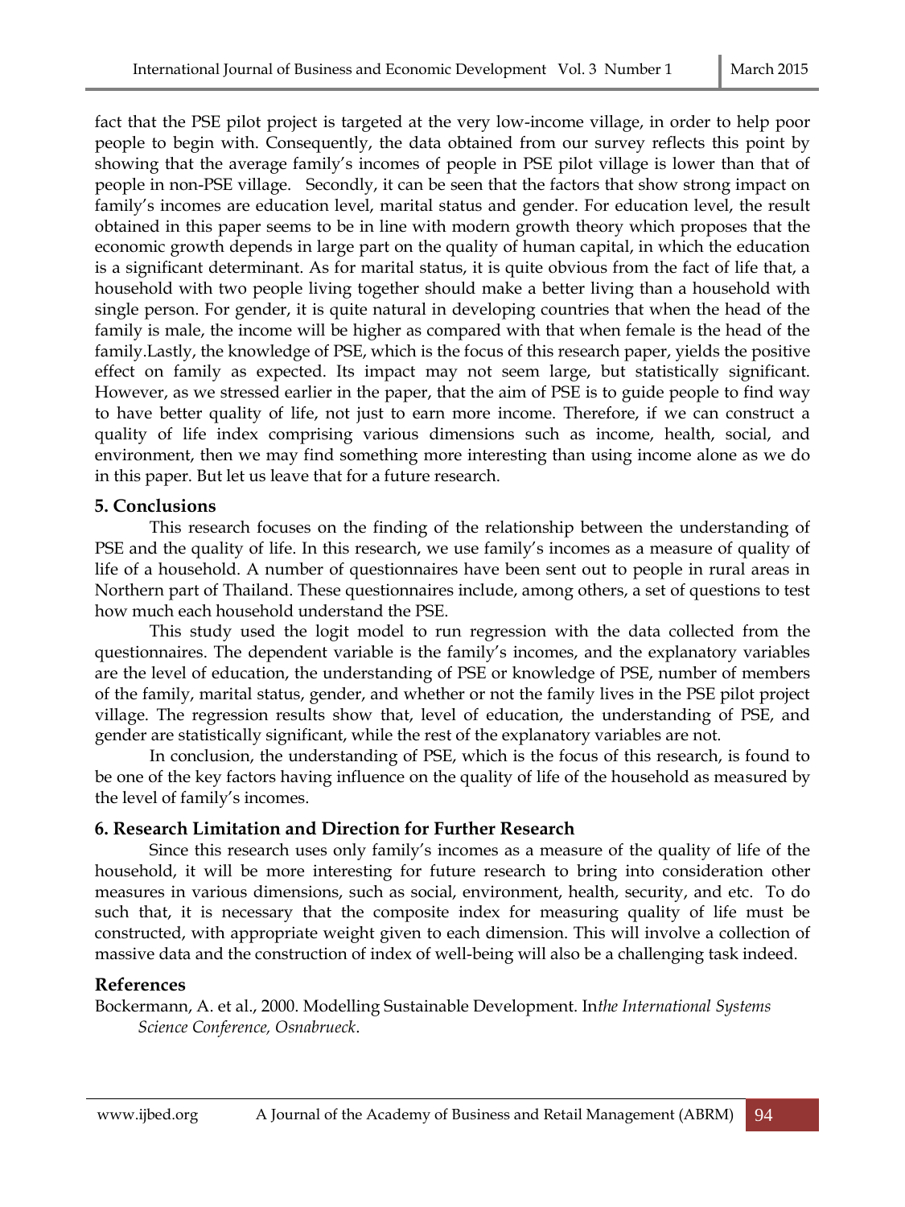fact that the PSE pilot project is targeted at the very low-income village, in order to help poor people to begin with. Consequently, the data obtained from our survey reflects this point by showing that the average family's incomes of people in PSE pilot village is lower than that of people in non-PSE village. Secondly, it can be seen that the factors that show strong impact on family's incomes are education level, marital status and gender. For education level, the result obtained in this paper seems to be in line with modern growth theory which proposes that the economic growth depends in large part on the quality of human capital, in which the education is a significant determinant. As for marital status, it is quite obvious from the fact of life that, a household with two people living together should make a better living than a household with single person. For gender, it is quite natural in developing countries that when the head of the family is male, the income will be higher as compared with that when female is the head of the family.Lastly, the knowledge of PSE, which is the focus of this research paper, yields the positive effect on family as expected. Its impact may not seem large, but statistically significant. However, as we stressed earlier in the paper, that the aim of PSE is to guide people to find way to have better quality of life, not just to earn more income. Therefore, if we can construct a quality of life index comprising various dimensions such as income, health, social, and environment, then we may find something more interesting than using income alone as we do in this paper. But let us leave that for a future research.

## 5. Conclusions

This research focuses on the finding of the relationship between the understanding of PSE and the quality of life. In this research, we use family's incomes as a measure of quality of life of a household. A number of questionnaires have been sent out to people in rural areas in Northern part of Thailand. These questionnaires include, among others, a set of questions to test how much each household understand the PSE.

This study used the logit model to run regression with the data collected from the questionnaires. The dependent variable is the family's incomes, and the explanatory variables are the level of education, the understanding of PSE or knowledge of PSE, number of members of the family, marital status, gender, and whether or not the family lives in the PSE pilot project village. The regression results show that, level of education, the understanding of PSE, and gender are statistically significant, while the rest of the explanatory variables are not.

In conclusion, the understanding of PSE, which is the focus of this research, is found to be one of the key factors having influence on the quality of life of the household as measured by the level of family's incomes.

## 6. Research Limitation and Direction for Further Research

Since this research uses only family's incomes as a measure of the quality of life of the household, it will be more interesting for future research to bring into consideration other measures in various dimensions, such as social, environment, health, security, and etc. To do such that, it is necessary that the composite index for measuring quality of life must be constructed, with appropriate weight given to each dimension. This will involve a collection of massive data and the construction of index of well-being will also be a challenging task indeed.

## References

Bockermann, A. et al., 2000. Modelling Sustainable Development. In*the International Systems Science Conference, Osnabrueck*.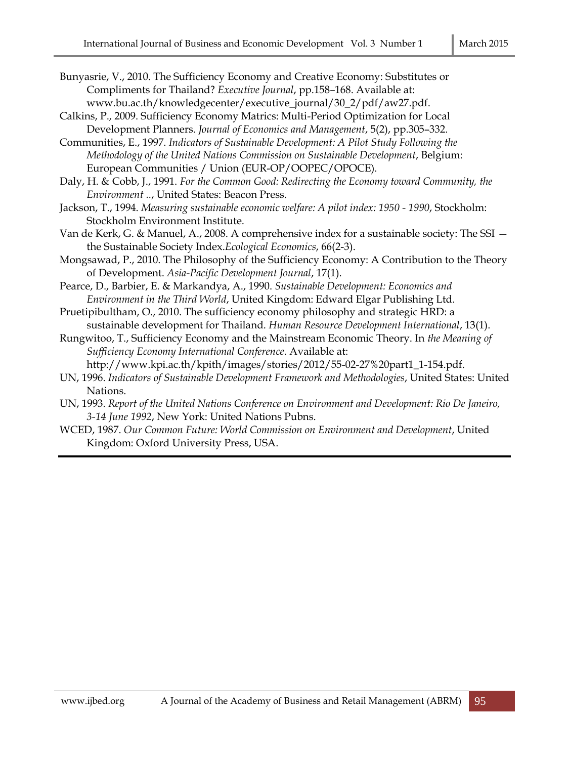Bunyasrie, V., 2010. The Sufficiency Economy and Creative Economy: Substitutes or Compliments for Thailand? *Executive Journal*, pp.158–168. Available at: www.bu.ac.th/knowledgecenter/executive_journal/30_2/pdf/aw27.pdf.

Calkins, P., 2009. Sufficiency Economy Matrics: Multi-Period Optimization for Local Development Planners. *Journal of Economics and Management*, 5(2), pp.305–332.

Communities, E., 1997. *Indicators of Sustainable Development: A Pilot Study Following the Methodology of the United Nations Commission on Sustainable Development*, Belgium: European Communities / Union (EUR-OP/OOPEC/OPOCE).

Daly, H. & Cobb, J., 1991. *For the Common Good: Redirecting the Economy toward Community, the Environment ..*, United States: Beacon Press.

Jackson, T., 1994. *Measuring sustainable economic welfare: A pilot index: 1950 - 1990*, Stockholm: Stockholm Environment Institute.

Van de Kerk, G. & Manuel, A., 2008. A comprehensive index for a sustainable society: The SSI — the Sustainable Society Index.*Ecological Economics*, 66(2-3).

Mongsawad, P., 2010. The Philosophy of the Sufficiency Economy: A Contribution to the Theory of Development. *Asia-Pacific Development Journal*, 17(1).

Pearce, D., Barbier, E. & Markandya, A., 1990. *Sustainable Development: Economics and Environment in the Third World*, United Kingdom: Edward Elgar Publishing Ltd.

Pruetipibultham, O., 2010. The sufficiency economy philosophy and strategic HRD: a sustainable development for Thailand. *Human Resource Development International*, 13(1).

Rungwitoo, T., Sufficiency Economy and the Mainstream Economic Theory. In *the Meaning of Sufficiency Economy International Conference*. Available at: http://www.kpi.ac.th/kpith/images/stories/2012/55-02-27%20part1_1-154.pdf.

UN, 1996. *Indicators of Sustainable Development Framework and Methodologies*, United States: United Nations.

UN, 1993. *Report of the United Nations Conference on Environment and Development: Rio De Janeiro, 3-14 June 1992*, New York: United Nations Pubns.

WCED, 1987. *Our Common Future: World Commission on Environment and Development*, United Kingdom: Oxford University Press, USA.